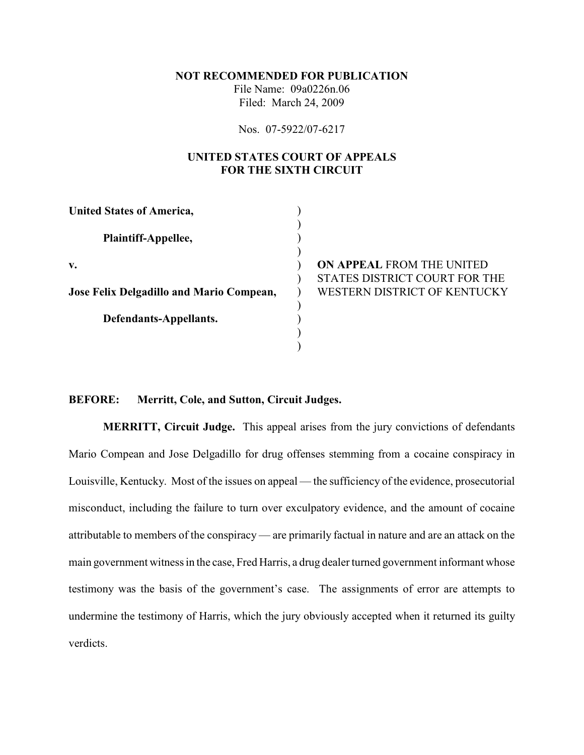**NOT RECOMMENDED FOR PUBLICATION**

File Name: 09a0226n.06

Filed: March 24, 2009

Nos. 07-5922/07-6217

**UNITED STATES COURT OF APPEALS**
**FOR THE SIXTH CIRCUIT**

| | |
|---|---|
| **United States of America,** | |
| **Plaintiff-Appellee,** | |
| **v.** | **ON APPEAL** FROM THE UNITED STATES DISTRICT COURT FOR THE WESTERN DISTRICT OF KENTUCKY |
| **Jose Felix Delgadillo and Mario Compean,** | |
| **Defendants-Appellants.** | |

**BEFORE: Merritt, Cole, and Sutton, Circuit Judges.**

**MERRITT, Circuit Judge.** This appeal arises from the jury convictions of defendants Mario Compean and Jose Delgadillo for drug offenses stemming from a cocaine conspiracy in Louisville, Kentucky. Most of the issues on appeal — the sufficiency of the evidence, prosecutorial misconduct, including the failure to turn over exculpatory evidence, and the amount of cocaine attributable to members of the conspiracy — are primarily factual in nature and are an attack on the main government witness in the case, Fred Harris, a drug dealer turned government informant whose testimony was the basis of the government's case. The assignments of error are attempts to undermine the testimony of Harris, which the jury obviously accepted when it returned its guilty verdicts.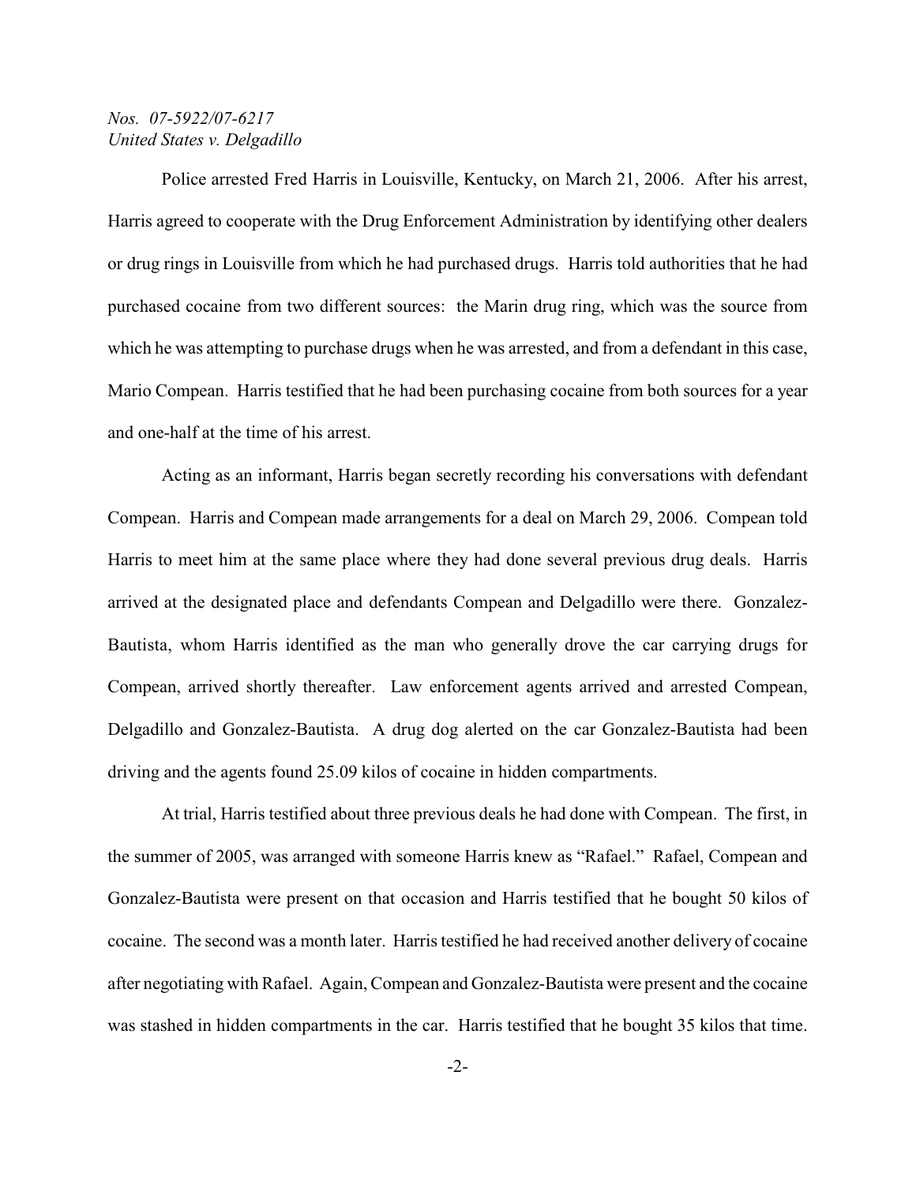Police arrested Fred Harris in Louisville, Kentucky, on March 21, 2006. After his arrest, Harris agreed to cooperate with the Drug Enforcement Administration by identifying other dealers or drug rings in Louisville from which he had purchased drugs. Harris told authorities that he had purchased cocaine from two different sources: the Marin drug ring, which was the source from which he was attempting to purchase drugs when he was arrested, and from a defendant in this case, Mario Compean. Harris testified that he had been purchasing cocaine from both sources for a year and one-half at the time of his arrest.

Acting as an informant, Harris began secretly recording his conversations with defendant Compean. Harris and Compean made arrangements for a deal on March 29, 2006. Compean told Harris to meet him at the same place where they had done several previous drug deals. Harris arrived at the designated place and defendants Compean and Delgadillo were there. Gonzalez-Bautista, whom Harris identified as the man who generally drove the car carrying drugs for Compean, arrived shortly thereafter. Law enforcement agents arrived and arrested Compean, Delgadillo and Gonzalez-Bautista. A drug dog alerted on the car Gonzalez-Bautista had been driving and the agents found 25.09 kilos of cocaine in hidden compartments.

At trial, Harris testified about three previous deals he had done with Compean. The first, in the summer of 2005, was arranged with someone Harris knew as "Rafael." Rafael, Compean and Gonzalez-Bautista were present on that occasion and Harris testified that he bought 50 kilos of cocaine. The second was a month later. Harris testified he had received another delivery of cocaine after negotiating with Rafael. Again, Compean and Gonzalez-Bautista were present and the cocaine was stashed in hidden compartments in the car. Harris testified that he bought 35 kilos that time.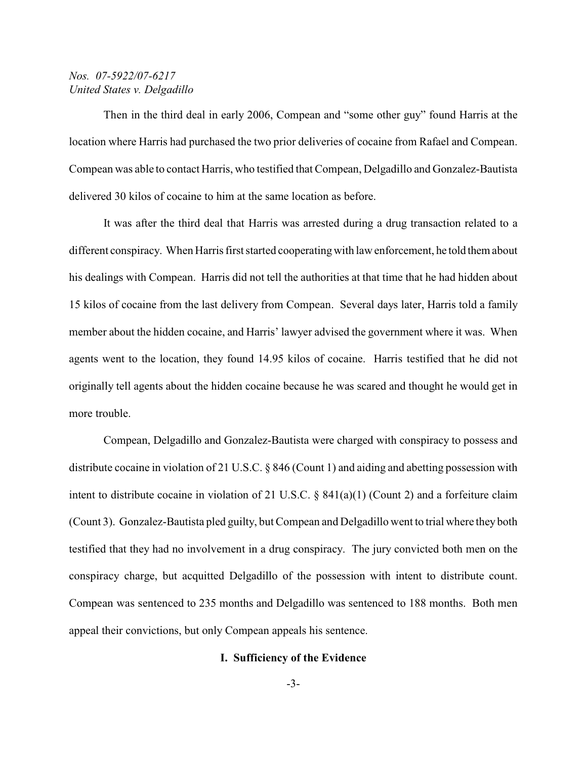Then in the third deal in early 2006, Compean and "some other guy" found Harris at the location where Harris had purchased the two prior deliveries of cocaine from Rafael and Compean. Compean was able to contact Harris, who testified that Compean, Delgadillo and Gonzalez-Bautista delivered 30 kilos of cocaine to him at the same location as before.

It was after the third deal that Harris was arrested during a drug transaction related to a different conspiracy. When Harris first started cooperating with law enforcement, he told them about his dealings with Compean. Harris did not tell the authorities at that time that he had hidden about 15 kilos of cocaine from the last delivery from Compean. Several days later, Harris told a family member about the hidden cocaine, and Harris' lawyer advised the government where it was. When agents went to the location, they found 14.95 kilos of cocaine. Harris testified that he did not originally tell agents about the hidden cocaine because he was scared and thought he would get in more trouble.

Compean, Delgadillo and Gonzalez-Bautista were charged with conspiracy to possess and distribute cocaine in violation of 21 U.S.C. § 846 (Count 1) and aiding and abetting possession with intent to distribute cocaine in violation of 21 U.S.C. § 841(a)(1) (Count 2) and a forfeiture claim (Count 3). Gonzalez-Bautista pled guilty, but Compean and Delgadillo went to trial where they both testified that they had no involvement in a drug conspiracy. The jury convicted both men on the conspiracy charge, but acquitted Delgadillo of the possession with intent to distribute count. Compean was sentenced to 235 months and Delgadillo was sentenced to 188 months. Both men appeal their convictions, but only Compean appeals his sentence.

## I. Sufficiency of the Evidence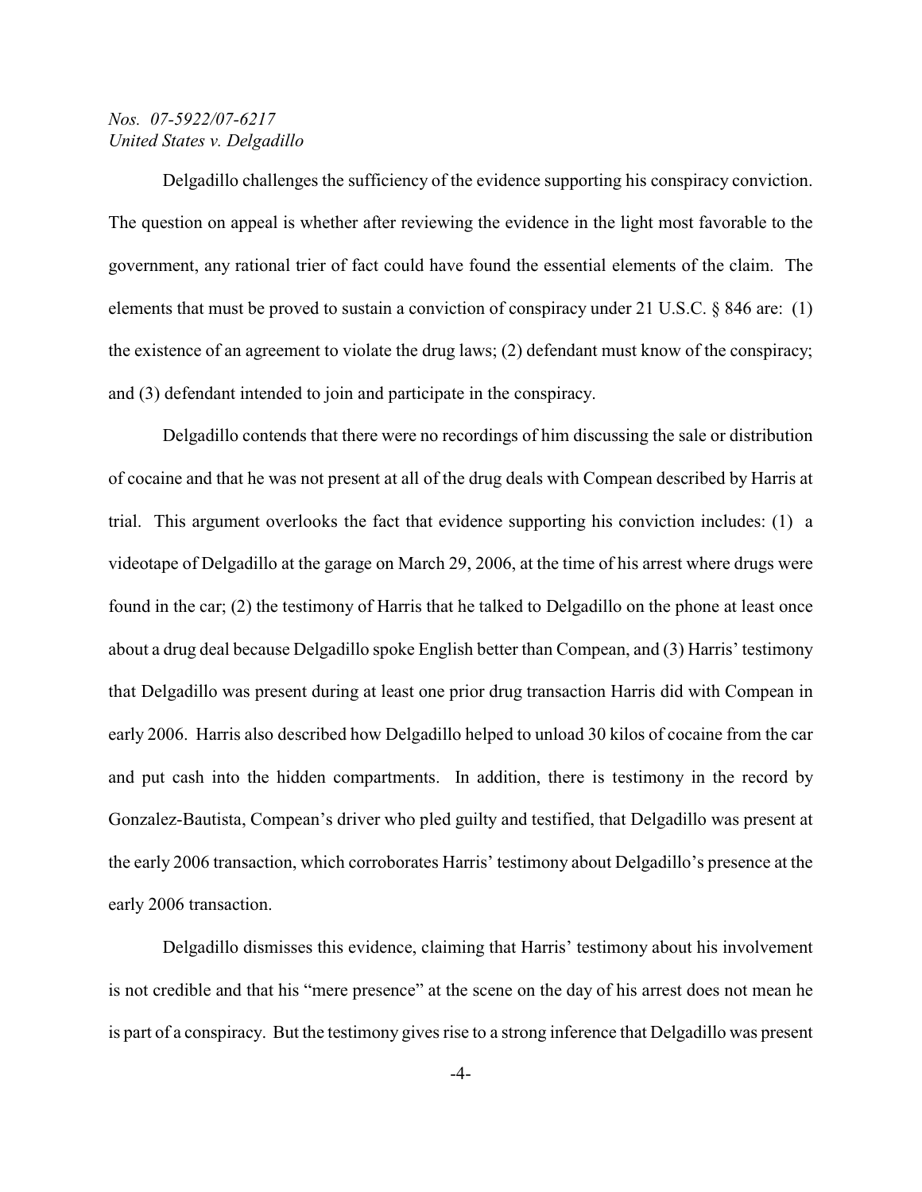Delgadillo challenges the sufficiency of the evidence supporting his conspiracy conviction. The question on appeal is whether after reviewing the evidence in the light most favorable to the government, any rational trier of fact could have found the essential elements of the claim. The elements that must be proved to sustain a conviction of conspiracy under 21 U.S.C. § 846 are: (1) the existence of an agreement to violate the drug laws; (2) defendant must know of the conspiracy; and (3) defendant intended to join and participate in the conspiracy.

Delgadillo contends that there were no recordings of him discussing the sale or distribution of cocaine and that he was not present at all of the drug deals with Compean described by Harris at trial. This argument overlooks the fact that evidence supporting his conviction includes: (1) a videotape of Delgadillo at the garage on March 29, 2006, at the time of his arrest where drugs were found in the car; (2) the testimony of Harris that he talked to Delgadillo on the phone at least once about a drug deal because Delgadillo spoke English better than Compean, and (3) Harris' testimony that Delgadillo was present during at least one prior drug transaction Harris did with Compean in early 2006. Harris also described how Delgadillo helped to unload 30 kilos of cocaine from the car and put cash into the hidden compartments. In addition, there is testimony in the record by Gonzalez-Bautista, Compean's driver who pled guilty and testified, that Delgadillo was present at the early 2006 transaction, which corroborates Harris' testimony about Delgadillo's presence at the early 2006 transaction.

Delgadillo dismisses this evidence, claiming that Harris' testimony about his involvement is not credible and that his "mere presence" at the scene on the day of his arrest does not mean he is part of a conspiracy. But the testimony gives rise to a strong inference that Delgadillo was present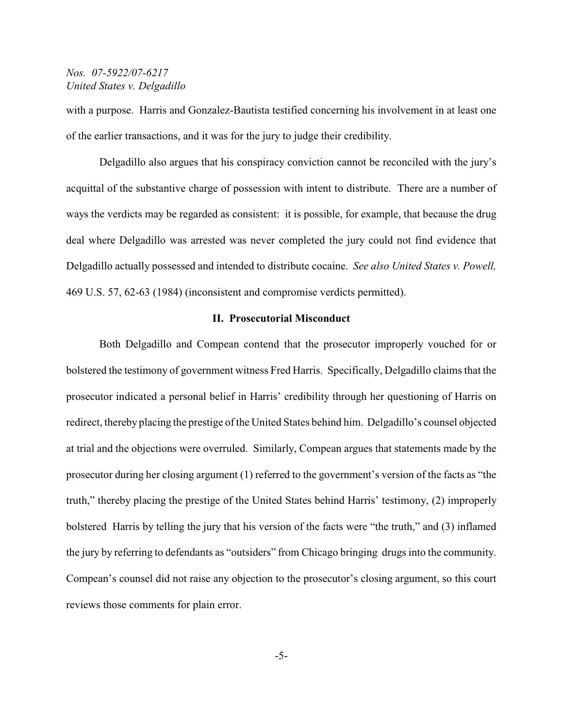with a purpose. Harris and Gonzalez-Bautista testified concerning his involvement in at least one of the earlier transactions, and it was for the jury to judge their credibility.

Delgadillo also argues that his conspiracy conviction cannot be reconciled with the jury's acquittal of the substantive charge of possession with intent to distribute. There are a number of ways the verdicts may be regarded as consistent: it is possible, for example, that because the drug deal where Delgadillo was arrested was never completed the jury could not find evidence that Delgadillo actually possessed and intended to distribute cocaine. *See also United States v. Powell,* 469 U.S. 57, 62-63 (1984) (inconsistent and compromise verdicts permitted).

## II. Prosecutorial Misconduct

Both Delgadillo and Compean contend that the prosecutor improperly vouched for or bolstered the testimony of government witness Fred Harris. Specifically, Delgadillo claims that the prosecutor indicated a personal belief in Harris' credibility through her questioning of Harris on redirect, thereby placing the prestige of the United States behind him. Delgadillo's counsel objected at trial and the objections were overruled. Similarly, Compean argues that statements made by the prosecutor during her closing argument (1) referred to the government's version of the facts as "the truth," thereby placing the prestige of the United States behind Harris' testimony, (2) improperly bolstered Harris by telling the jury that his version of the facts were "the truth," and (3) inflamed the jury by referring to defendants as "outsiders" from Chicago bringing drugs into the community. Compean's counsel did not raise any objection to the prosecutor's closing argument, so this court reviews those comments for plain error.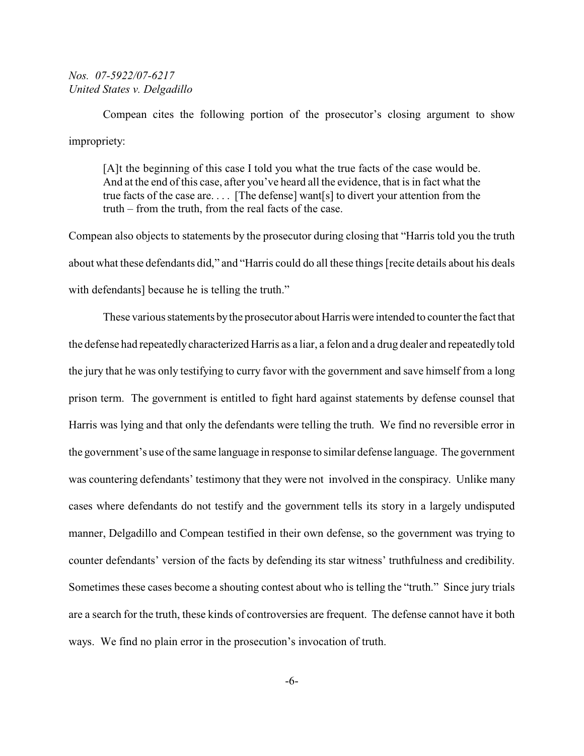Compean cites the following portion of the prosecutor's closing argument to show impropriety:

> [A]t the beginning of this case I told you what the true facts of the case would be. And at the end of this case, after you've heard all the evidence, that is in fact what the true facts of the case are. . . . [The defense] want[s] to divert your attention from the truth – from the truth, from the real facts of the case.

Compean also objects to statements by the prosecutor during closing that "Harris told you the truth about what these defendants did," and "Harris could do all these things [recite details about his deals with defendants] because he is telling the truth."

These various statements by the prosecutor about Harris were intended to counter the fact that the defense had repeatedly characterized Harris as a liar, a felon and a drug dealer and repeatedly told the jury that he was only testifying to curry favor with the government and save himself from a long prison term. The government is entitled to fight hard against statements by defense counsel that Harris was lying and that only the defendants were telling the truth. We find no reversible error in the government's use of the same language in response to similar defense language. The government was countering defendants' testimony that they were not involved in the conspiracy. Unlike many cases where defendants do not testify and the government tells its story in a largely undisputed manner, Delgadillo and Compean testified in their own defense, so the government was trying to counter defendants' version of the facts by defending its star witness' truthfulness and credibility. Sometimes these cases become a shouting contest about who is telling the "truth." Since jury trials are a search for the truth, these kinds of controversies are frequent. The defense cannot have it both ways. We find no plain error in the prosecution's invocation of truth.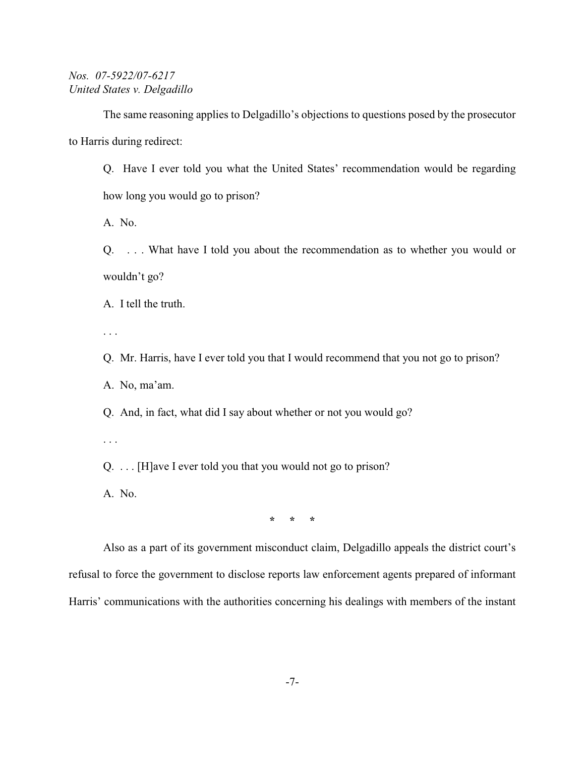The same reasoning applies to Delgadillo's objections to questions posed by the prosecutor to Harris during redirect:

> Q. Have I ever told you what the United States' recommendation would be regarding how long you would go to prison?
>
> A. No.
>
> Q. . . . What have I told you about the recommendation as to whether you would or wouldn't go?
>
> A. I tell the truth.
>
> . . .
>
> Q. Mr. Harris, have I ever told you that I would recommend that you not go to prison?
>
> A. No, ma'am.
>
> Q. And, in fact, what did I say about whether or not you would go?
>
> . . .
>
> Q. . . . [H]ave I ever told you that you would not go to prison?
>
> A. No.

\* \* \*

Also as a part of its government misconduct claim, Delgadillo appeals the district court's refusal to force the government to disclose reports law enforcement agents prepared of informant Harris' communications with the authorities concerning his dealings with members of the instant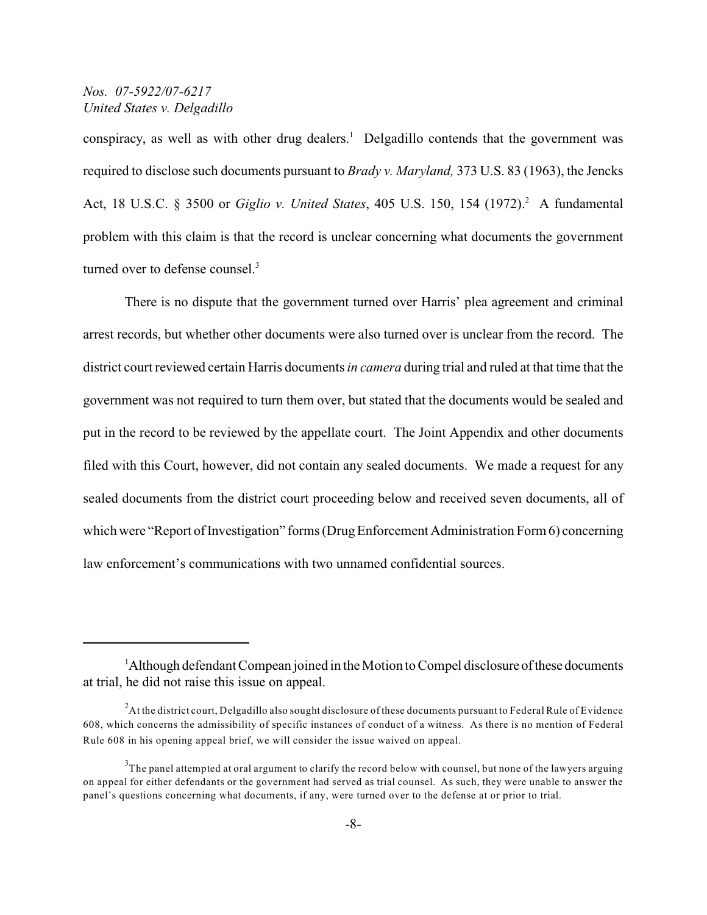conspiracy, as well as with other drug dealers.[1] Delgadillo contends that the government was required to disclose such documents pursuant to *Brady v. Maryland,* 373 U.S. 83 (1963), the Jencks Act, 18 U.S.C. § 3500 or *Giglio v. United States*, 405 U.S. 150, 154 (1972).[2] A fundamental problem with this claim is that the record is unclear concerning what documents the government turned over to defense counsel.[3]

There is no dispute that the government turned over Harris' plea agreement and criminal arrest records, but whether other documents were also turned over is unclear from the record. The district court reviewed certain Harris documents *in camera* during trial and ruled at that time that the government was not required to turn them over, but stated that the documents would be sealed and put in the record to be reviewed by the appellate court. The Joint Appendix and other documents filed with this Court, however, did not contain any sealed documents. We made a request for any sealed documents from the district court proceeding below and received seven documents, all of which were "Report of Investigation" forms (Drug Enforcement Administration Form 6) concerning law enforcement's communications with two unnamed confidential sources.

---

[1] Although defendant Compean joined in the Motion to Compel disclosure of these documents at trial, he did not raise this issue on appeal.

[2] At the district court, Delgadillo also sought disclosure of these documents pursuant to Federal Rule of Evidence 608, which concerns the admissibility of specific instances of conduct of a witness. As there is no mention of Federal Rule 608 in his opening appeal brief, we will consider the issue waived on appeal.

[3] The panel attempted at oral argument to clarify the record below with counsel, but none of the lawyers arguing on appeal for either defendants or the government had served as trial counsel. As such, they were unable to answer the panel's questions concerning what documents, if any, were turned over to the defense at or prior to trial.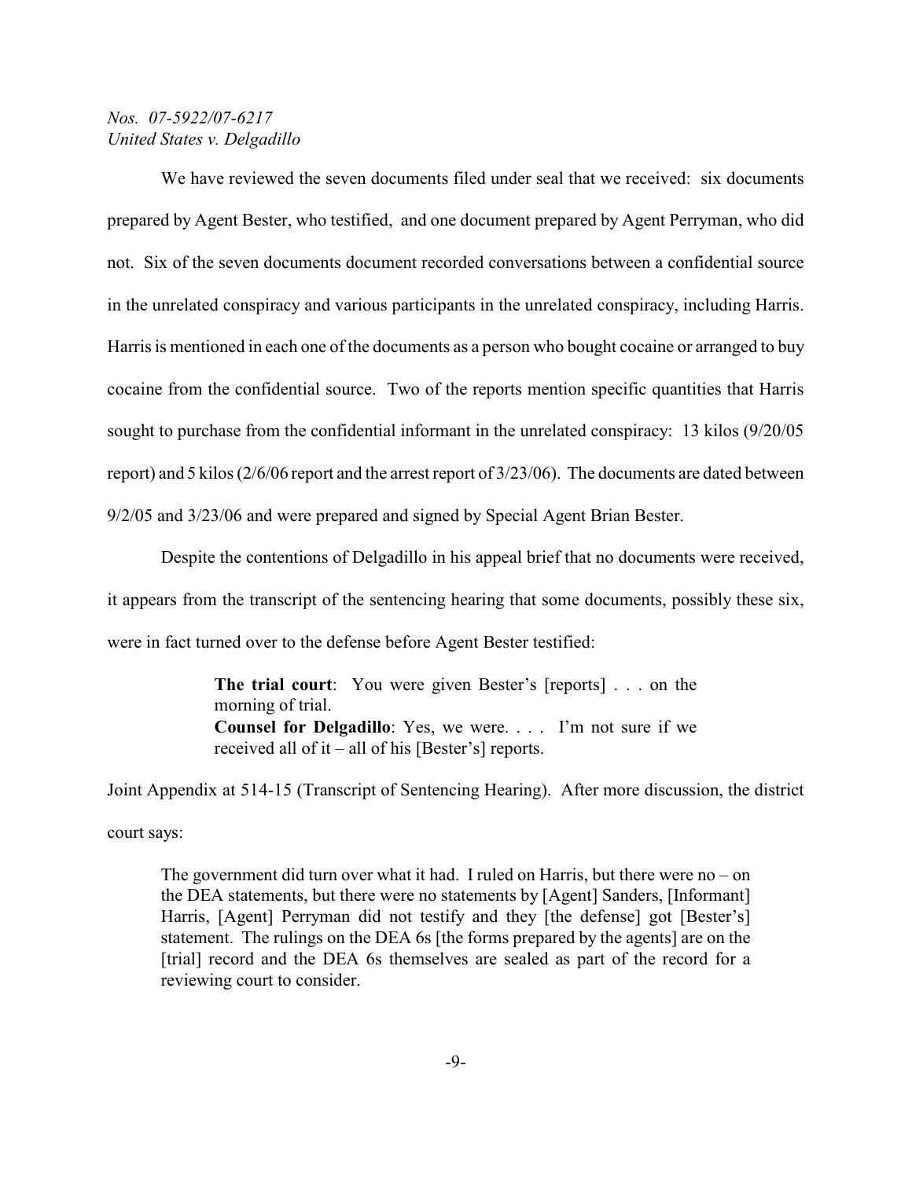We have reviewed the seven documents filed under seal that we received: six documents prepared by Agent Bester, who testified, and one document prepared by Agent Perryman, who did not. Six of the seven documents document recorded conversations between a confidential source in the unrelated conspiracy and various participants in the unrelated conspiracy, including Harris. Harris is mentioned in each one of the documents as a person who bought cocaine or arranged to buy cocaine from the confidential source. Two of the reports mention specific quantities that Harris sought to purchase from the confidential informant in the unrelated conspiracy: 13 kilos (9/20/05 report) and 5 kilos (2/6/06 report and the arrest report of 3/23/06). The documents are dated between 9/2/05 and 3/23/06 and were prepared and signed by Special Agent Brian Bester.

Despite the contentions of Delgadillo in his appeal brief that no documents were received, it appears from the transcript of the sentencing hearing that some documents, possibly these six, were in fact turned over to the defense before Agent Bester testified:

> **The trial court**: You were given Bester's [reports] . . . on the morning of trial.
> **Counsel for Delgadillo**: Yes, we were. . . . I'm not sure if we received all of it – all of his [Bester's] reports.

Joint Appendix at 514-15 (Transcript of Sentencing Hearing). After more discussion, the district court says:

> The government did turn over what it had. I ruled on Harris, but there were no – on the DEA statements, but there were no statements by [Agent] Sanders, [Informant] Harris, [Agent] Perryman did not testify and they [the defense] got [Bester's] statement. The rulings on the DEA 6s [the forms prepared by the agents] are on the [trial] record and the DEA 6s themselves are sealed as part of the record for a reviewing court to consider.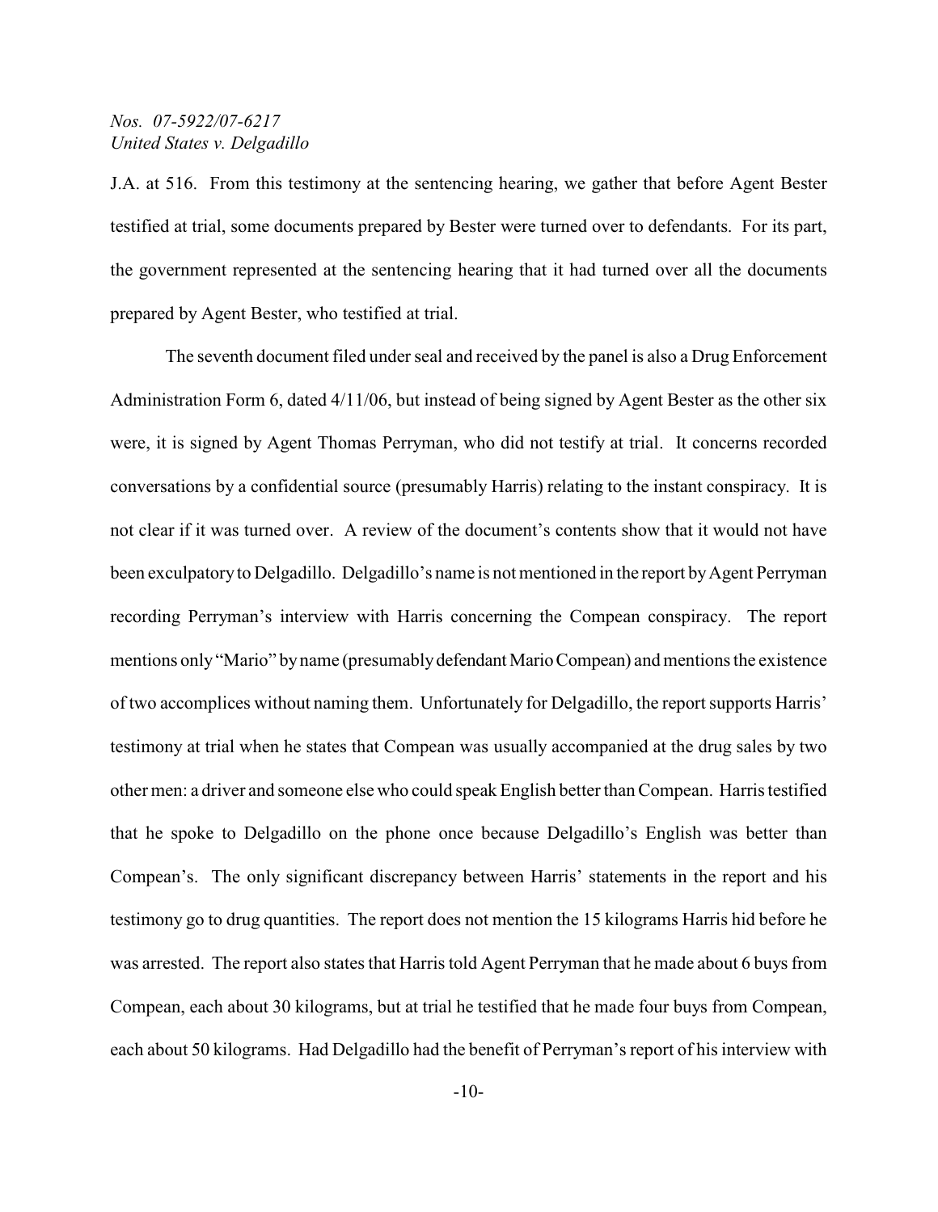J.A. at 516. From this testimony at the sentencing hearing, we gather that before Agent Bester testified at trial, some documents prepared by Bester were turned over to defendants. For its part, the government represented at the sentencing hearing that it had turned over all the documents prepared by Agent Bester, who testified at trial.

The seventh document filed under seal and received by the panel is also a Drug Enforcement Administration Form 6, dated 4/11/06, but instead of being signed by Agent Bester as the other six were, it is signed by Agent Thomas Perryman, who did not testify at trial. It concerns recorded conversations by a confidential source (presumably Harris) relating to the instant conspiracy. It is not clear if it was turned over. A review of the document's contents show that it would not have been exculpatory to Delgadillo. Delgadillo's name is not mentioned in the report by Agent Perryman recording Perryman's interview with Harris concerning the Compean conspiracy. The report mentions only "Mario" by name (presumably defendant Mario Compean) and mentions the existence of two accomplices without naming them. Unfortunately for Delgadillo, the report supports Harris' testimony at trial when he states that Compean was usually accompanied at the drug sales by two other men: a driver and someone else who could speak English better than Compean. Harris testified that he spoke to Delgadillo on the phone once because Delgadillo's English was better than Compean's. The only significant discrepancy between Harris' statements in the report and his testimony go to drug quantities. The report does not mention the 15 kilograms Harris hid before he was arrested. The report also states that Harris told Agent Perryman that he made about 6 buys from Compean, each about 30 kilograms, but at trial he testified that he made four buys from Compean, each about 50 kilograms. Had Delgadillo had the benefit of Perryman's report of his interview with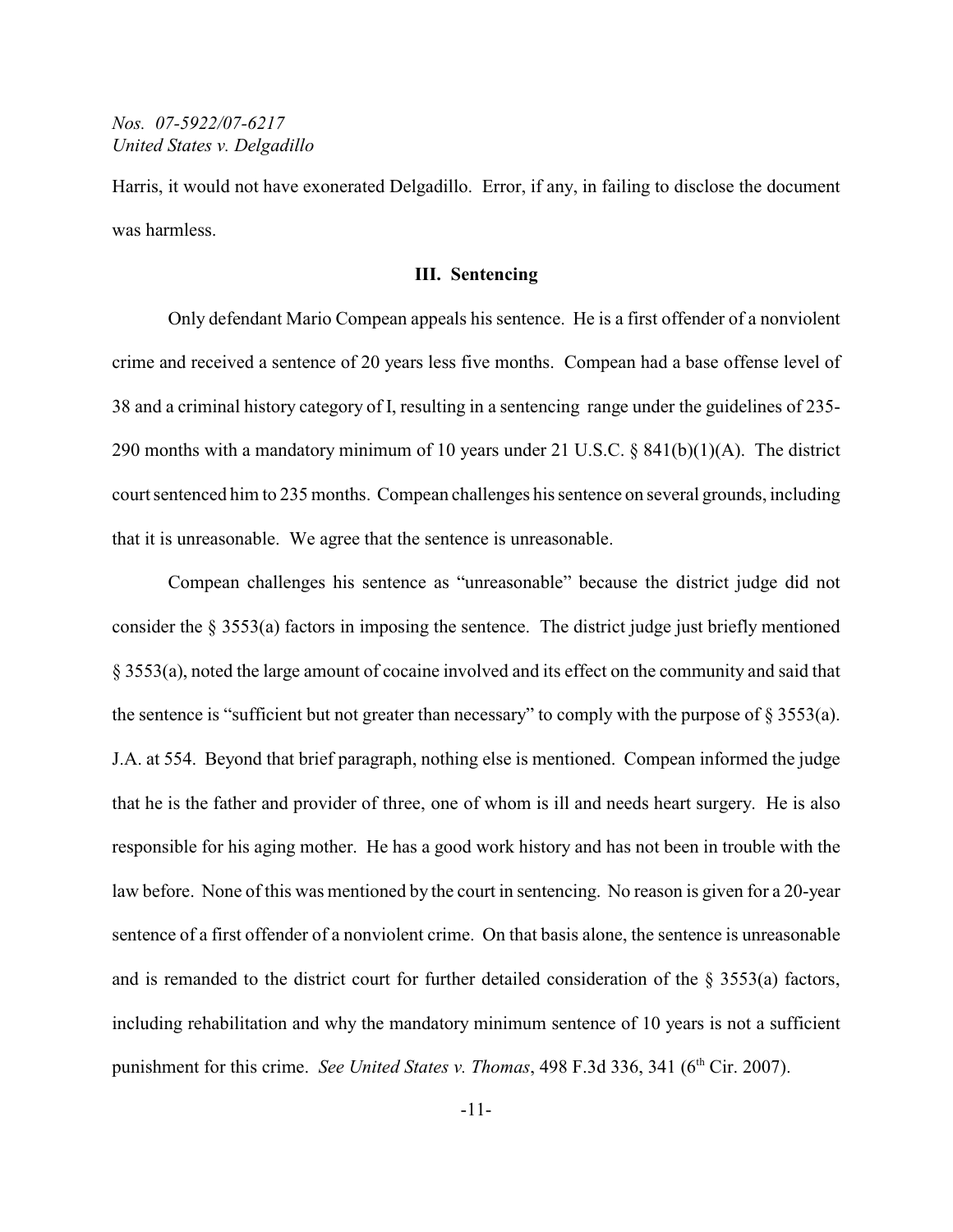Harris, it would not have exonerated Delgadillo. Error, if any, in failing to disclose the document was harmless.

## III. Sentencing

Only defendant Mario Compean appeals his sentence. He is a first offender of a nonviolent crime and received a sentence of 20 years less five months. Compean had a base offense level of 38 and a criminal history category of I, resulting in a sentencing range under the guidelines of 235-290 months with a mandatory minimum of 10 years under 21 U.S.C. § 841(b)(1)(A). The district court sentenced him to 235 months. Compean challenges his sentence on several grounds, including that it is unreasonable. We agree that the sentence is unreasonable.

Compean challenges his sentence as "unreasonable" because the district judge did not consider the § 3553(a) factors in imposing the sentence. The district judge just briefly mentioned § 3553(a), noted the large amount of cocaine involved and its effect on the community and said that the sentence is "sufficient but not greater than necessary" to comply with the purpose of § 3553(a). J.A. at 554. Beyond that brief paragraph, nothing else is mentioned. Compean informed the judge that he is the father and provider of three, one of whom is ill and needs heart surgery. He is also responsible for his aging mother. He has a good work history and has not been in trouble with the law before. None of this was mentioned by the court in sentencing. No reason is given for a 20-year sentence of a first offender of a nonviolent crime. On that basis alone, the sentence is unreasonable and is remanded to the district court for further detailed consideration of the § 3553(a) factors, including rehabilitation and why the mandatory minimum sentence of 10 years is not a sufficient punishment for this crime. *See United States v. Thomas*, 498 F.3d 336, 341 (6th Cir. 2007).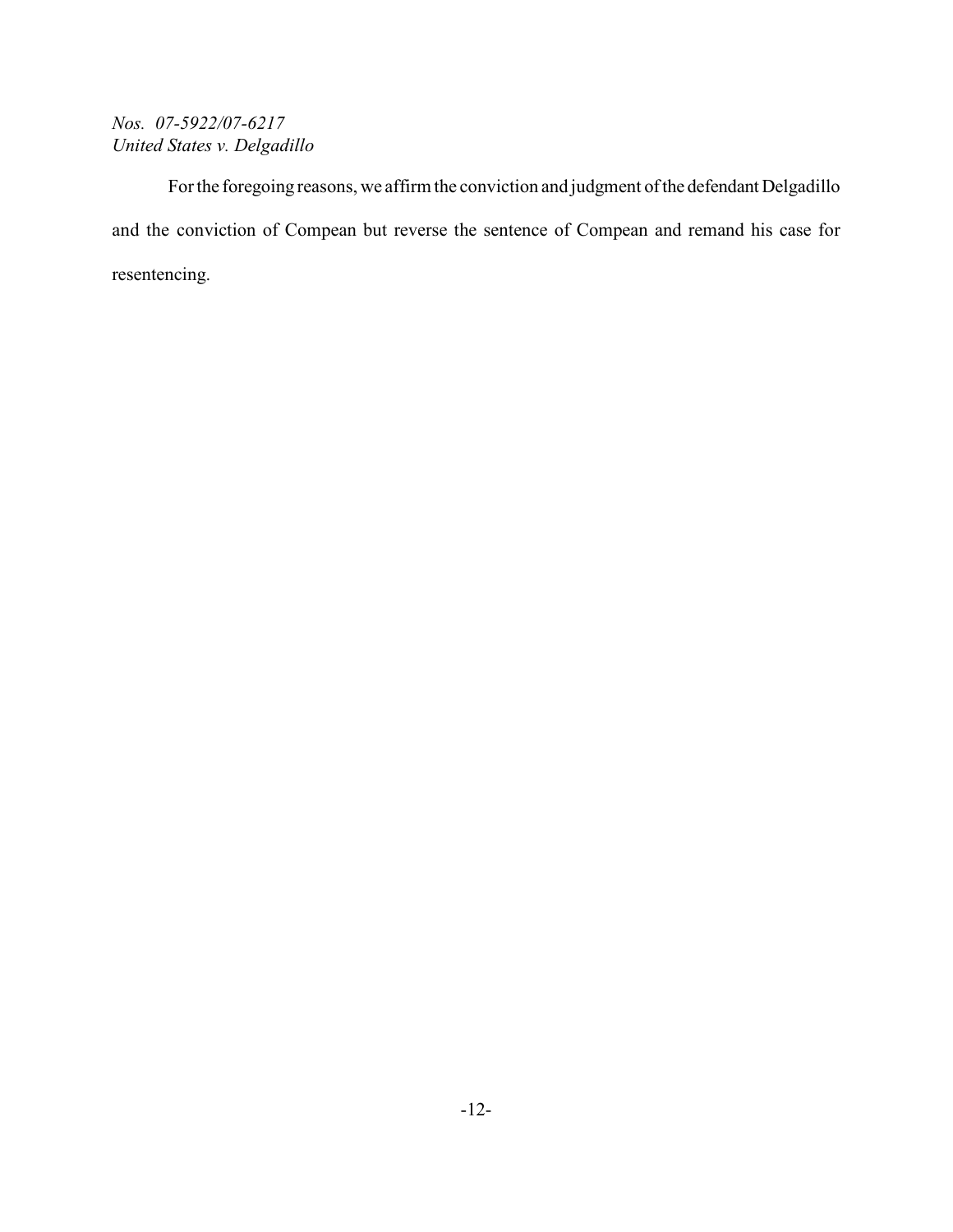For the foregoing reasons, we affirm the conviction and judgment of the defendant Delgadillo and the conviction of Compean but reverse the sentence of Compean and remand his case for resentencing.